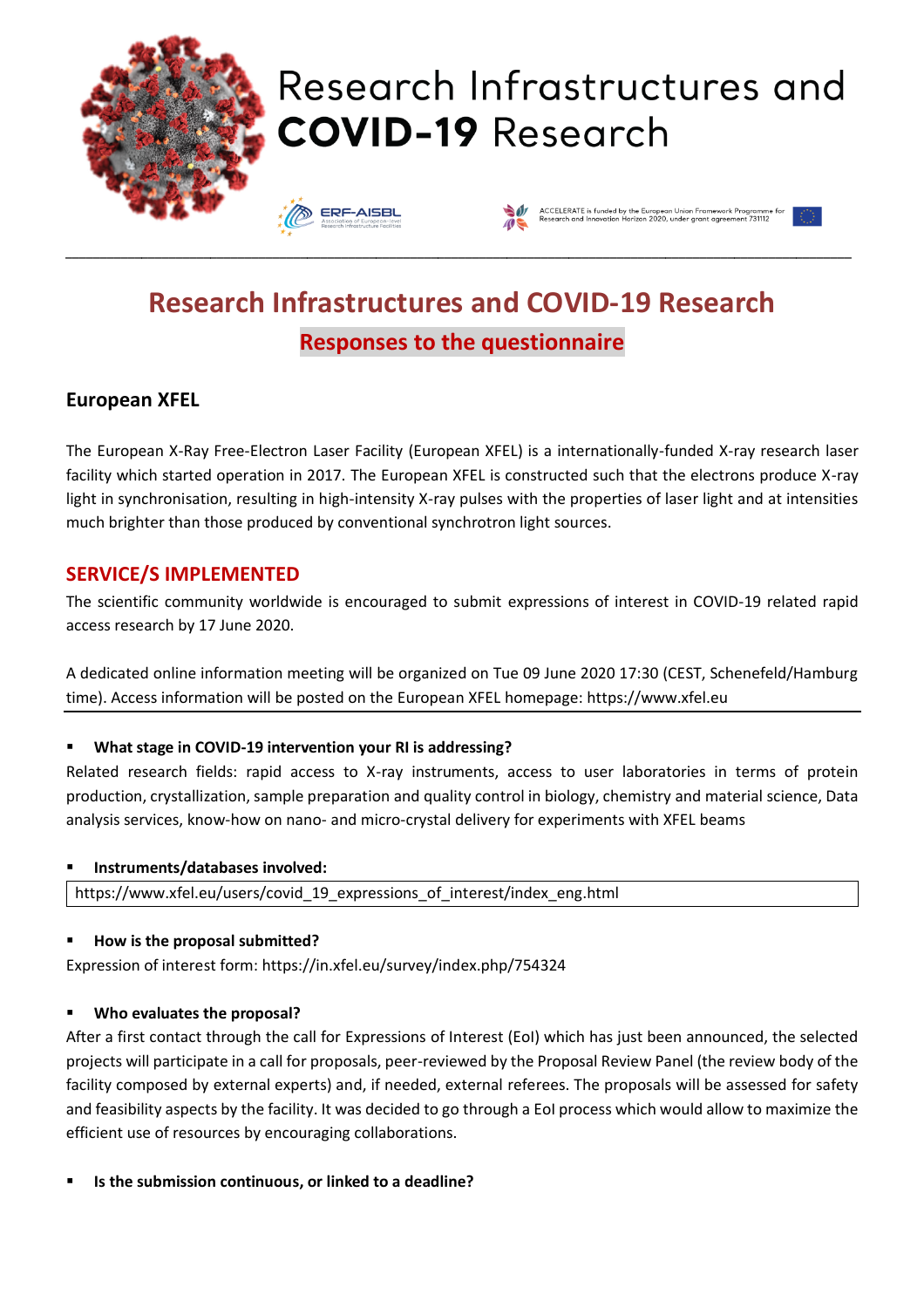# Research Infrastructures and COVID-19 Research

ERF-AISBL
Association of European-level Research Infrastructure Facilities

ACCELERATE is funded by the European Union Framework Programme for Research and Innovation Horizon 2020, under grant agreement 731112

## Research Infrastructures and COVID-19 Research

### Responses to the questionnaire

### European XFEL

The European X-Ray Free-Electron Laser Facility (European XFEL) is a internationally-funded X-ray research laser facility which started operation in 2017. The European XFEL is constructed such that the electrons produce X-ray light in synchronisation, resulting in high-intensity X-ray pulses with the properties of laser light and at intensities much brighter than those produced by conventional synchrotron light sources.

### SERVICE/S IMPLEMENTED

The scientific community worldwide is encouraged to submit expressions of interest in COVID-19 related rapid access research by 17 June 2020.

A dedicated online information meeting will be organized on Tue 09 June 2020 17:30 (CEST, Schenefeld/Hamburg time). Access information will be posted on the European XFEL homepage: https://www.xfel.eu

- **What stage in COVID-19 intervention your RI is addressing?**

Related research fields: rapid access to X-ray instruments, access to user laboratories in terms of protein production, crystallization, sample preparation and quality control in biology, chemistry and material science, Data analysis services, know-how on nano- and micro-crystal delivery for experiments with XFEL beams

- **Instruments/databases involved:**

https://www.xfel.eu/users/covid_19_expressions_of_interest/index_eng.html

- **How is the proposal submitted?**

Expression of interest form: https://in.xfel.eu/survey/index.php/754324

- **Who evaluates the proposal?**

After a first contact through the call for Expressions of Interest (EoI) which has just been announced, the selected projects will participate in a call for proposals, peer-reviewed by the Proposal Review Panel (the review body of the facility composed by external experts) and, if needed, external referees. The proposals will be assessed for safety and feasibility aspects by the facility. It was decided to go through a EoI process which would allow to maximize the efficient use of resources by encouraging collaborations.

- **Is the submission continuous, or linked to a deadline?**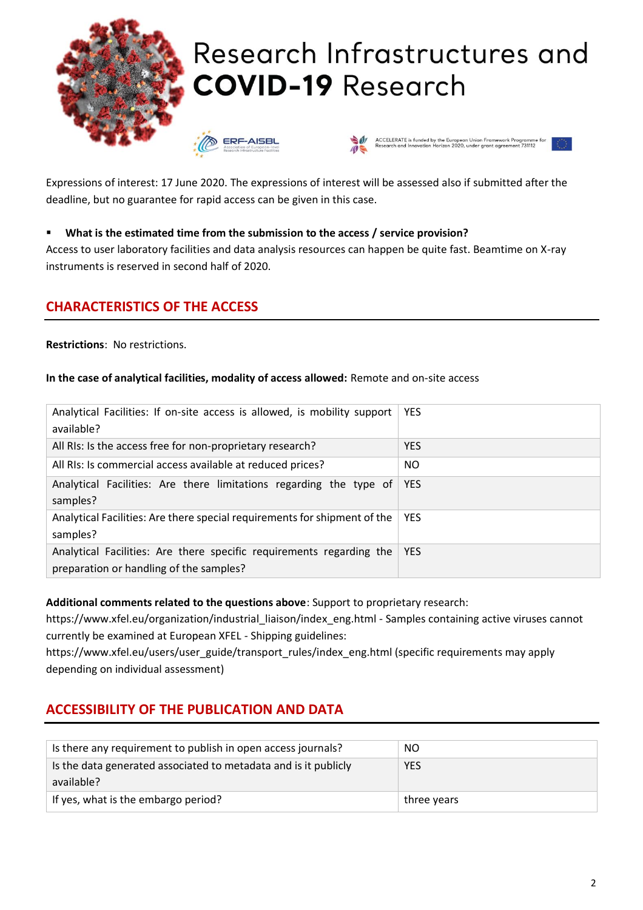Expressions of interest: 17 June 2020. The expressions of interest will be assessed also if submitted after the deadline, but no guarantee for rapid access can be given in this case.

- **What is the estimated time from the submission to the access / service provision?**

Access to user laboratory facilities and data analysis resources can happen be quite fast. Beamtime on X-ray instruments is reserved in second half of 2020.

## CHARACTERISTICS OF THE ACCESS

**Restrictions**: No restrictions.

**In the case of analytical facilities, modality of access allowed:** Remote and on-site access

| | |
|---|---|
| Analytical Facilities: If on-site access is allowed, is mobility support available? | YES |
| All RIs: Is the access free for non-proprietary research? | YES |
| All RIs: Is commercial access available at reduced prices? | NO |
| Analytical Facilities: Are there limitations regarding the type of samples? | YES |
| Analytical Facilities: Are there special requirements for shipment of the samples? | YES |
| Analytical Facilities: Are there specific requirements regarding the preparation or handling of the samples? | YES |

**Additional comments related to the questions above**: Support to proprietary research: https://www.xfel.eu/organization/industrial_liaison/index_eng.html - Samples containing active viruses cannot currently be examined at European XFEL - Shipping guidelines: https://www.xfel.eu/users/user_guide/transport_rules/index_eng.html (specific requirements may apply depending on individual assessment)

## ACCESSIBILITY OF THE PUBLICATION AND DATA

| | |
|---|---|
| Is there any requirement to publish in open access journals? | NO |
| Is the data generated associated to metadata and is it publicly available? | YES |
| If yes, what is the embargo period? | three years |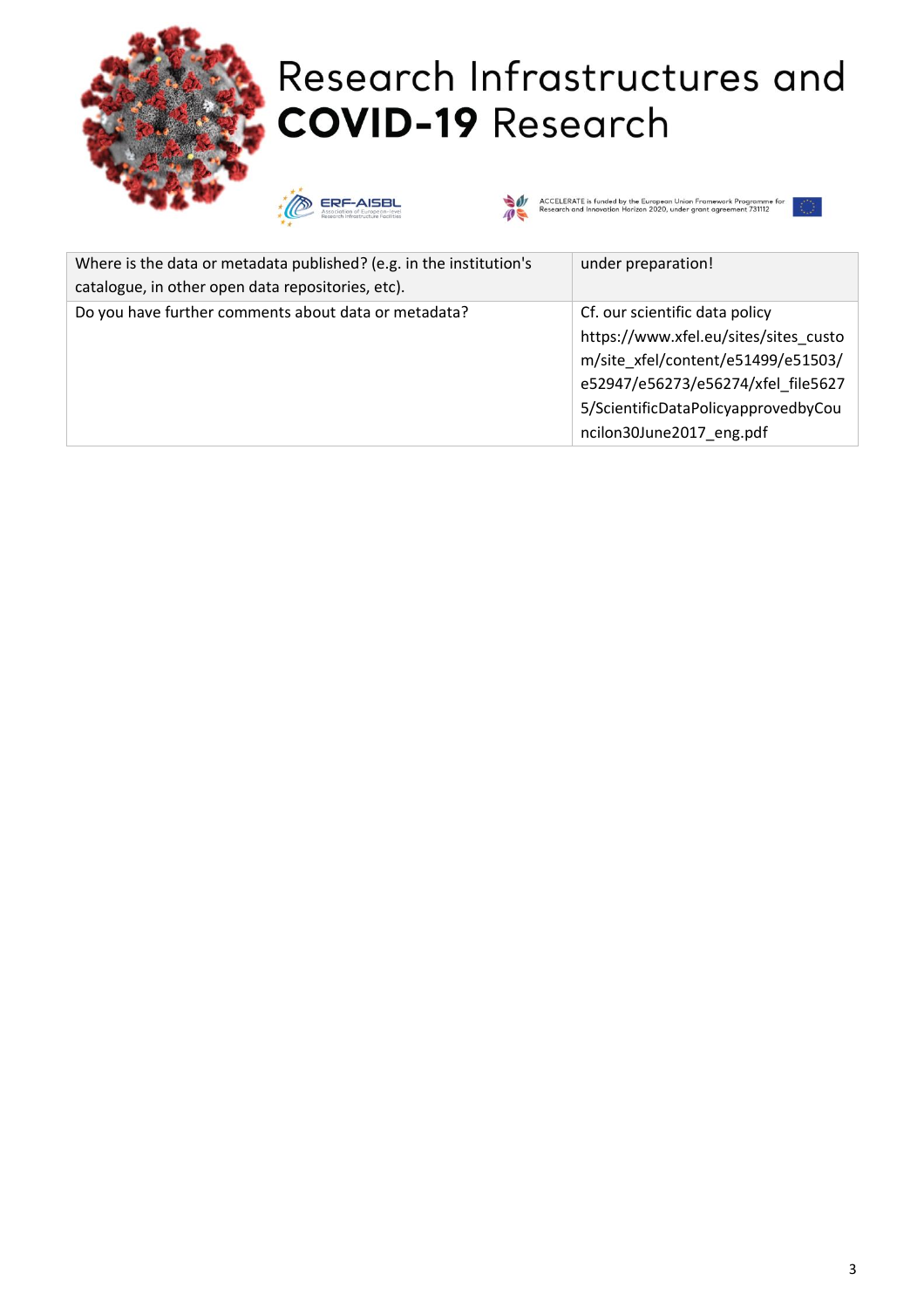| | |
|---|---|
| Where is the data or metadata published? (e.g. in the institution's catalogue, in other open data repositories, etc). | under preparation! |
| Do you have further comments about data or metadata? | Cf. our scientific data policy https://www.xfel.eu/sites/sites_custom/site_xfel/content/e51499/e51503/e52947/e56273/e56274/xfel_file56275/ScientificDataPolicyapprovedbyCouncilon30June2017_eng.pdf |